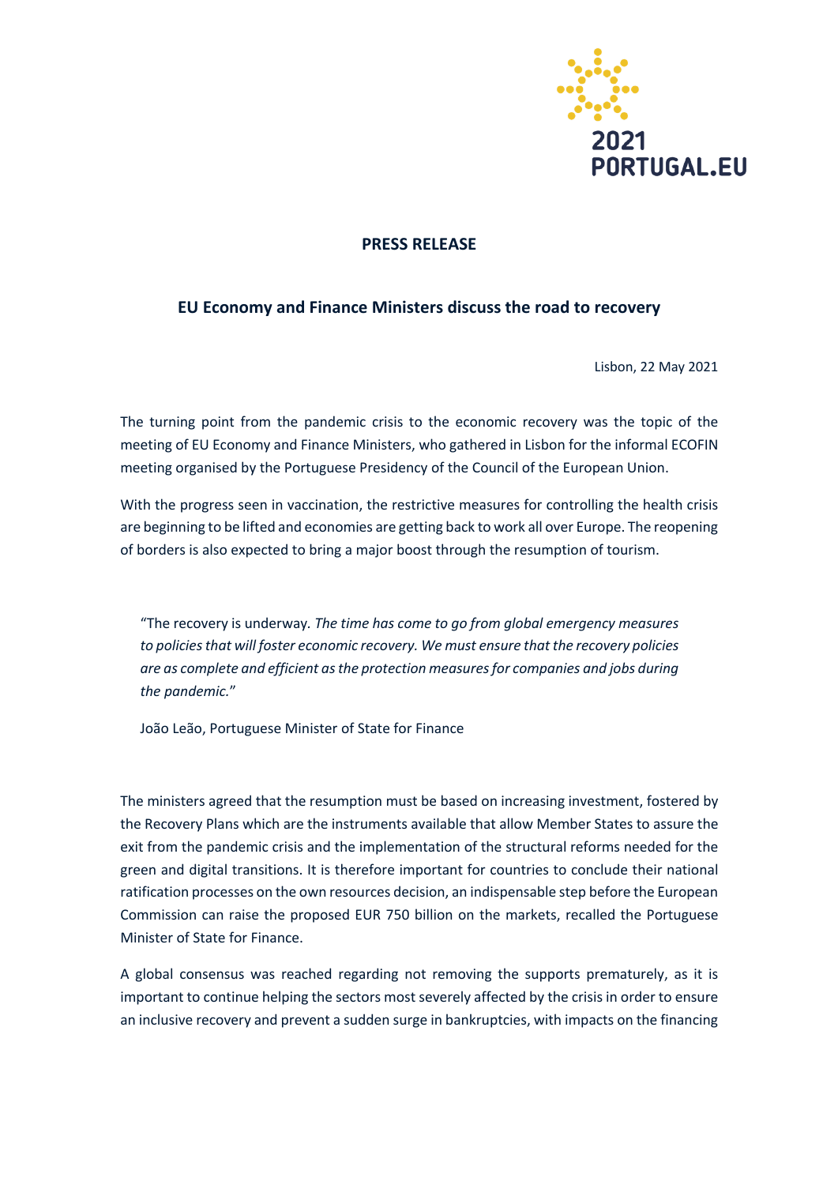2021 PORTUGAL.EU

**PRESS RELEASE**

## EU Economy and Finance Ministers discuss the road to recovery

Lisbon, 22 May 2021

The turning point from the pandemic crisis to the economic recovery was the topic of the meeting of EU Economy and Finance Ministers, who gathered in Lisbon for the informal ECOFIN meeting organised by the Portuguese Presidency of the Council of the European Union.

With the progress seen in vaccination, the restrictive measures for controlling the health crisis are beginning to be lifted and economies are getting back to work all over Europe. The reopening of borders is also expected to bring a major boost through the resumption of tourism.

> "The recovery is underway. *The time has come to go from global emergency measures to policies that will foster economic recovery. We must ensure that the recovery policies are as complete and efficient as the protection measures for companies and jobs during the pandemic.*"
>
> João Leão, Portuguese Minister of State for Finance

The ministers agreed that the resumption must be based on increasing investment, fostered by the Recovery Plans which are the instruments available that allow Member States to assure the exit from the pandemic crisis and the implementation of the structural reforms needed for the green and digital transitions. It is therefore important for countries to conclude their national ratification processes on the own resources decision, an indispensable step before the European Commission can raise the proposed EUR 750 billion on the markets, recalled the Portuguese Minister of State for Finance.

A global consensus was reached regarding not removing the supports prematurely, as it is important to continue helping the sectors most severely affected by the crisis in order to ensure an inclusive recovery and prevent a sudden surge in bankruptcies, with impacts on the financing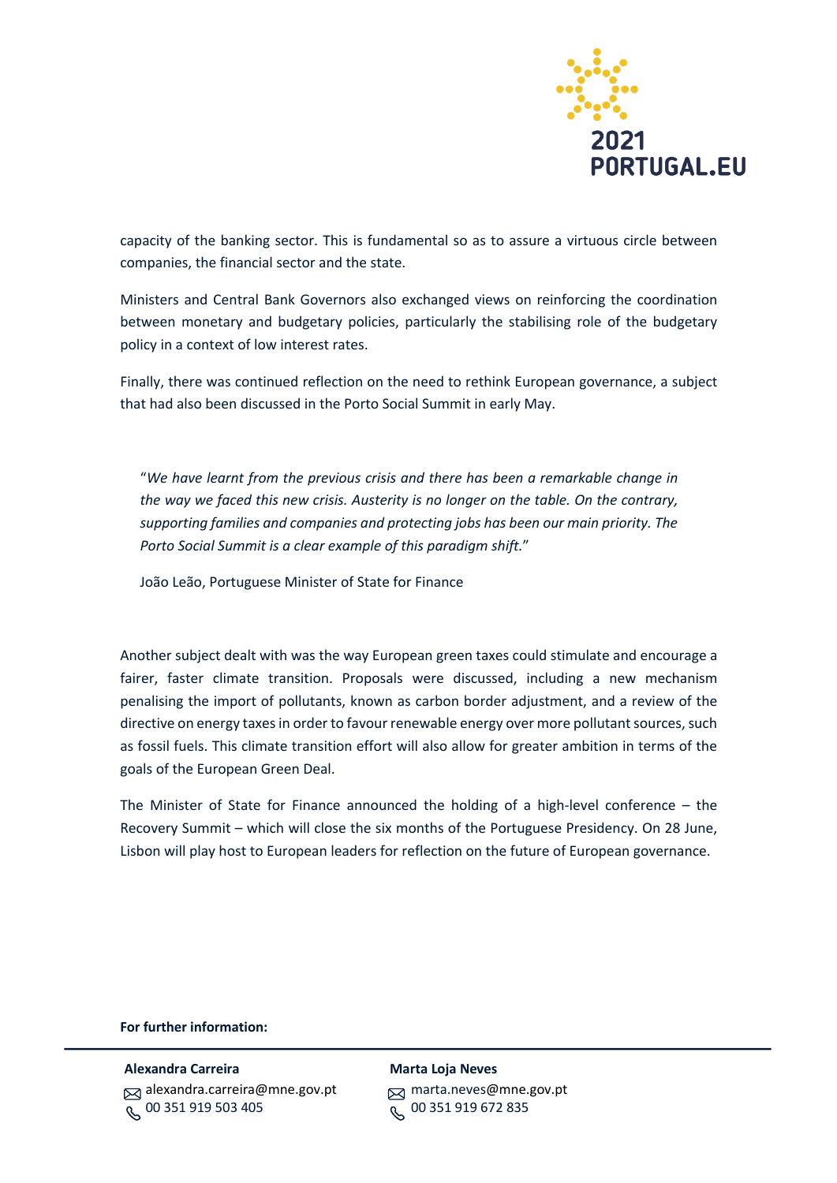capacity of the banking sector. This is fundamental so as to assure a virtuous circle between companies, the financial sector and the state.

Ministers and Central Bank Governors also exchanged views on reinforcing the coordination between monetary and budgetary policies, particularly the stabilising role of the budgetary policy in a context of low interest rates.

Finally, there was continued reflection on the need to rethink European governance, a subject that had also been discussed in the Porto Social Summit in early May.

> "*We have learnt from the previous crisis and there has been a remarkable change in the way we faced this new crisis. Austerity is no longer on the table. On the contrary, supporting families and companies and protecting jobs has been our main priority. The Porto Social Summit is a clear example of this paradigm shift.*"
>
> João Leão, Portuguese Minister of State for Finance

Another subject dealt with was the way European green taxes could stimulate and encourage a fairer, faster climate transition. Proposals were discussed, including a new mechanism penalising the import of pollutants, known as carbon border adjustment, and a review of the directive on energy taxes in order to favour renewable energy over more pollutant sources, such as fossil fuels. This climate transition effort will also allow for greater ambition in terms of the goals of the European Green Deal.

The Minister of State for Finance announced the holding of a high-level conference – the Recovery Summit – which will close the six months of the Portuguese Presidency. On 28 June, Lisbon will play host to European leaders for reflection on the future of European governance.

**For further information:**

**Alexandra Carreira**
alexandra.carreira@mne.gov.pt
00 351 919 503 405

**Marta Loja Neves**
marta.neves@mne.gov.pt
00 351 919 672 835